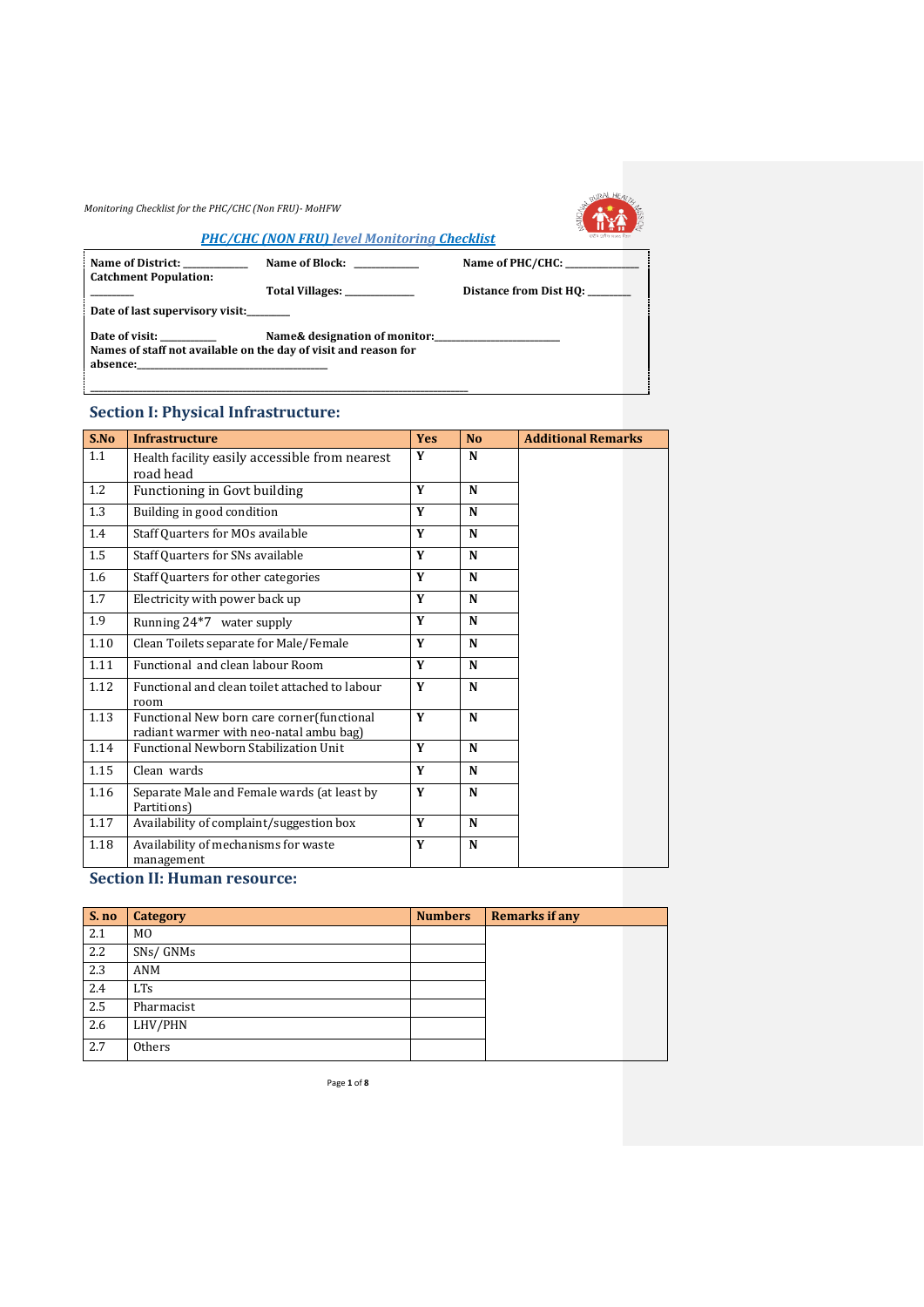## PHC/CHC (NON FRU) level Monitoring Checklist

**Name of District:** ____________ **Name of Block:** ____________ **Name of PHC/CHC:** ______________
**Catchment Population:** ________ **Total Villages:** ____________ **Distance from Dist HQ:** ________
**Date of last supervisory visit:**________

**Date of visit:** __________ **Name& designation of monitor:**________________________
**Names of staff not available on the day of visit and reason for absence:**________________________________________
__________________________________________________________________________

### Section I: Physical Infrastructure:

| S.No | Infrastructure | Yes | No | Additional Remarks |
|---|---|---|---|---|
| 1.1 | Health facility easily accessible from nearest road head | Y | N | |
| 1.2 | Functioning in Govt building | Y | N | |
| 1.3 | Building in good condition | Y | N | |
| 1.4 | Staff Quarters for MOs available | Y | N | |
| 1.5 | Staff Quarters for SNs available | Y | N | |
| 1.6 | Staff Quarters for other categories | Y | N | |
| 1.7 | Electricity with power back up | Y | N | |
| 1.9 | Running 24*7 water supply | Y | N | |
| 1.10 | Clean Toilets separate for Male/Female | Y | N | |
| 1.11 | Functional and clean labour Room | Y | N | |
| 1.12 | Functional and clean toilet attached to labour room | Y | N | |
| 1.13 | Functional New born care corner(functional radiant warmer with neo-natal ambu bag) | Y | N | |
| 1.14 | Functional Newborn Stabilization Unit | Y | N | |
| 1.15 | Clean wards | Y | N | |
| 1.16 | Separate Male and Female wards (at least by Partitions) | Y | N | |
| 1.17 | Availability of complaint/suggestion box | Y | N | |
| 1.18 | Availability of mechanisms for waste management | Y | N | |

### Section II: Human resource:

| S. no | Category | Numbers | Remarks if any |
|---|---|---|---|
| 2.1 | MO | | |
| 2.2 | SNs/ GNMs | | |
| 2.3 | ANM | | |
| 2.4 | LTs | | |
| 2.5 | Pharmacist | | |
| 2.6 | LHV/PHN | | |
| 2.7 | Others | | |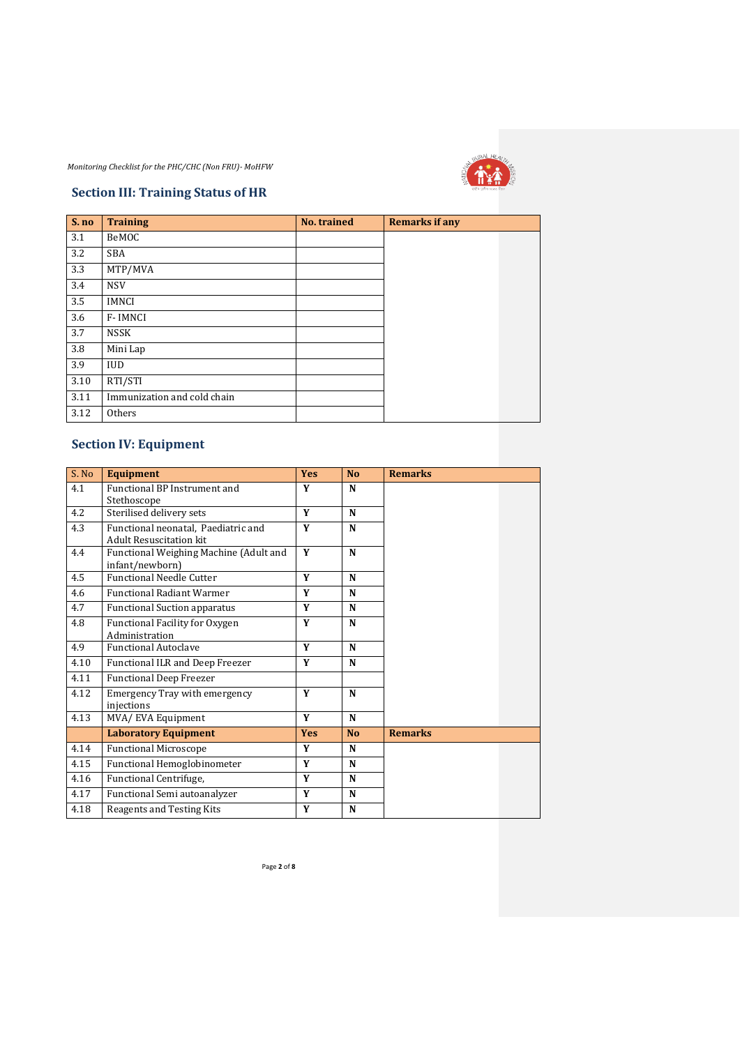## Section III: Training Status of HR

| S. no | Training | No. trained | Remarks if any |
|---|---|---|---|
| 3.1 | BeMOC | | |
| 3.2 | SBA | | |
| 3.3 | MTP/MVA | | |
| 3.4 | NSV | | |
| 3.5 | IMNCI | | |
| 3.6 | F- IMNCI | | |
| 3.7 | NSSK | | |
| 3.8 | Mini Lap | | |
| 3.9 | IUD | | |
| 3.10 | RTI/STI | | |
| 3.11 | Immunization and cold chain | | |
| 3.12 | Others | | |

## Section IV: Equipment

| S. No | Equipment | Yes | No | Remarks |
|---|---|---|---|---|
| 4.1 | Functional BP Instrument and Stethoscope | Y | N | |
| 4.2 | Sterilised delivery sets | Y | N | |
| 4.3 | Functional neonatal, Paediatric and Adult Resuscitation kit | Y | N | |
| 4.4 | Functional Weighing Machine (Adult and infant/newborn) | Y | N | |
| 4.5 | Functional Needle Cutter | Y | N | |
| 4.6 | Functional Radiant Warmer | Y | N | |
| 4.7 | Functional Suction apparatus | Y | N | |
| 4.8 | Functional Facility for Oxygen Administration | Y | N | |
| 4.9 | Functional Autoclave | Y | N | |
| 4.10 | Functional ILR and Deep Freezer | Y | N | |
| 4.11 | Functional Deep Freezer | | | |
| 4.12 | Emergency Tray with emergency injections | Y | N | |
| 4.13 | MVA/ EVA Equipment | Y | N | |
| | **Laboratory Equipment** | **Yes** | **No** | **Remarks** |
| 4.14 | Functional Microscope | Y | N | |
| 4.15 | Functional Hemoglobinometer | Y | N | |
| 4.16 | Functional Centrifuge, | Y | N | |
| 4.17 | Functional Semi autoanalyzer | Y | N | |
| 4.18 | Reagents and Testing Kits | Y | N | |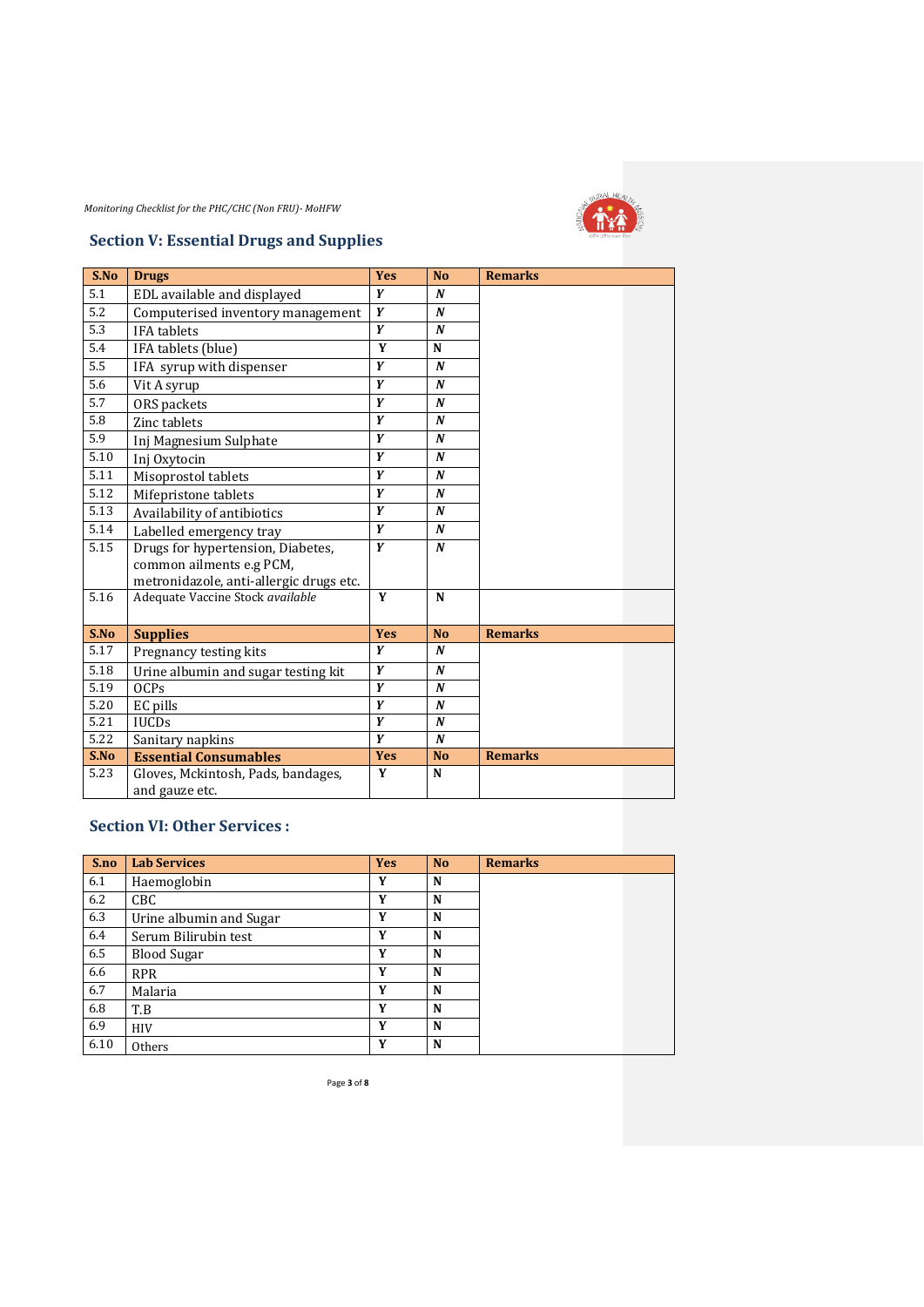## Section V: Essential Drugs and Supplies

| S.No | Drugs | Yes | No | Remarks |
|---|---|---|---|---|
| 5.1 | EDL available and displayed | *Y* | *N* | |
| 5.2 | Computerised inventory management | *Y* | *N* | |
| 5.3 | IFA tablets | *Y* | *N* | |
| 5.4 | IFA tablets (blue) | Y | N | |
| 5.5 | IFA syrup with dispenser | *Y* | *N* | |
| 5.6 | Vit A syrup | *Y* | *N* | |
| 5.7 | ORS packets | *Y* | *N* | |
| 5.8 | Zinc tablets | *Y* | *N* | |
| 5.9 | Inj Magnesium Sulphate | *Y* | *N* | |
| 5.10 | Inj Oxytocin | *Y* | *N* | |
| 5.11 | Misoprostol tablets | *Y* | *N* | |
| 5.12 | Mifepristone tablets | *Y* | *N* | |
| 5.13 | Availability of antibiotics | *Y* | *N* | |
| 5.14 | Labelled emergency tray | *Y* | *N* | |
| 5.15 | Drugs for hypertension, Diabetes, common ailments e.g PCM, metronidazole, anti-allergic drugs etc. | *Y* | *N* | |
| 5.16 | Adequate Vaccine Stock *available* | Y | N | |
| **S.No** | **Supplies** | **Yes** | **No** | **Remarks** |
| 5.17 | Pregnancy testing kits | *Y* | *N* | |
| 5.18 | Urine albumin and sugar testing kit | *Y* | *N* | |
| 5.19 | OCPs | *Y* | *N* | |
| 5.20 | EC pills | *Y* | *N* | |
| 5.21 | IUCDs | *Y* | *N* | |
| 5.22 | Sanitary napkins | *Y* | *N* | |
| **S.No** | **Essential Consumables** | **Yes** | **No** | **Remarks** |
| 5.23 | Gloves, Mckintosh, Pads, bandages, and gauze etc. | Y | N | |

## Section VI: Other Services :

| S.no | Lab Services | Yes | No | Remarks |
|---|---|---|---|---|
| 6.1 | Haemoglobin | Y | N | |
| 6.2 | CBC | Y | N | |
| 6.3 | Urine albumin and Sugar | Y | N | |
| 6.4 | Serum Bilirubin test | Y | N | |
| 6.5 | Blood Sugar | Y | N | |
| 6.6 | RPR | Y | N | |
| 6.7 | Malaria | Y | N | |
| 6.8 | T.B | Y | N | |
| 6.9 | HIV | Y | N | |
| 6.10 | Others | Y | N | |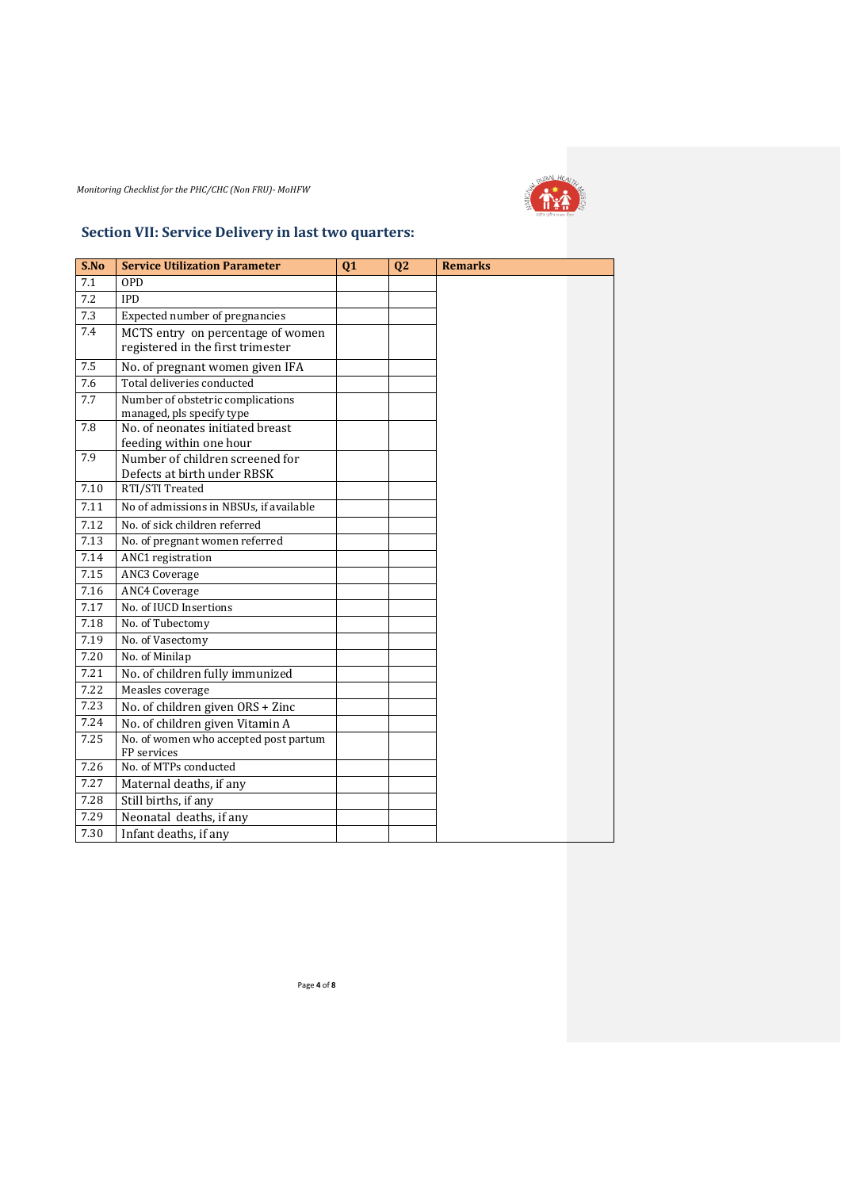## Section VII: Service Delivery in last two quarters:

| S.No | Service Utilization Parameter | Q1 | Q2 | Remarks |
|---|---|---|---|---|
| 7.1 | OPD | | | |
| 7.2 | IPD | | | |
| 7.3 | Expected number of pregnancies | | | |
| 7.4 | MCTS entry on percentage of women registered in the first trimester | | | |
| 7.5 | No. of pregnant women given IFA | | | |
| 7.6 | Total deliveries conducted | | | |
| 7.7 | Number of obstetric complications managed, pls specify type | | | |
| 7.8 | No. of neonates initiated breast feeding within one hour | | | |
| 7.9 | Number of children screened for Defects at birth under RBSK | | | |
| 7.10 | RTI/STI Treated | | | |
| 7.11 | No of admissions in NBSUs, if available | | | |
| 7.12 | No. of sick children referred | | | |
| 7.13 | No. of pregnant women referred | | | |
| 7.14 | ANC1 registration | | | |
| 7.15 | ANC3 Coverage | | | |
| 7.16 | ANC4 Coverage | | | |
| 7.17 | No. of IUCD Insertions | | | |
| 7.18 | No. of Tubectomy | | | |
| 7.19 | No. of Vasectomy | | | |
| 7.20 | No. of Minilap | | | |
| 7.21 | No. of children fully immunized | | | |
| 7.22 | Measles coverage | | | |
| 7.23 | No. of children given ORS + Zinc | | | |
| 7.24 | No. of children given Vitamin A | | | |
| 7.25 | No. of women who accepted post partum FP services | | | |
| 7.26 | No. of MTPs conducted | | | |
| 7.27 | Maternal deaths, if any | | | |
| 7.28 | Still births, if any | | | |
| 7.29 | Neonatal deaths, if any | | | |
| 7.30 | Infant deaths, if any | | | |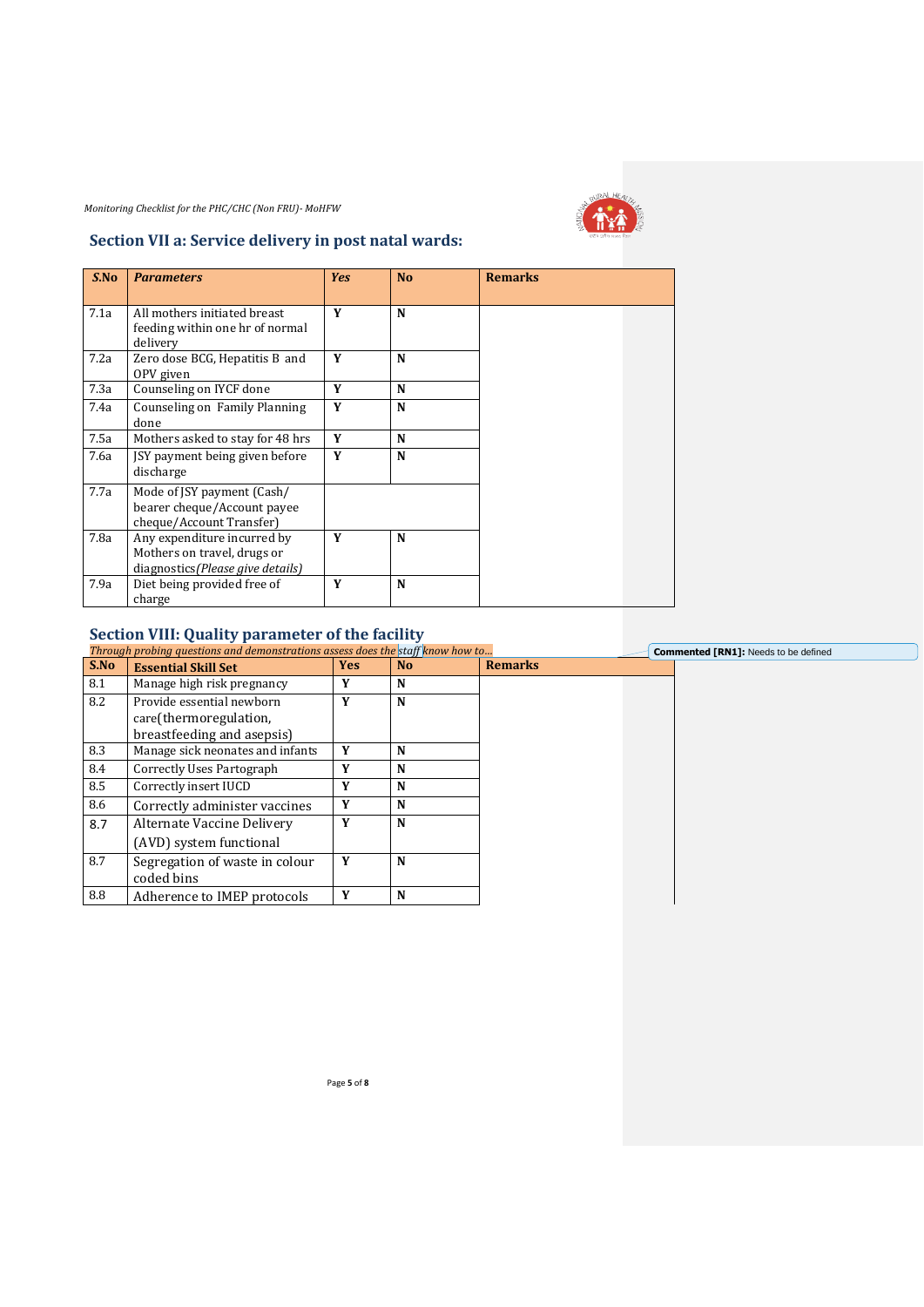## Section VII a: Service delivery in post natal wards:

| S.No | Parameters | Yes | No | Remarks |
|---|---|---|---|---|
| 7.1a | All mothers initiated breast feeding within one hr of normal delivery | Y | N | |
| 7.2a | Zero dose BCG, Hepatitis B and OPV given | Y | N | |
| 7.3a | Counseling on IYCF done | Y | N | |
| 7.4a | Counseling on Family Planning done | Y | N | |
| 7.5a | Mothers asked to stay for 48 hrs | Y | N | |
| 7.6a | JSY payment being given before discharge | Y | N | |
| 7.7a | Mode of JSY payment (Cash/ bearer cheque/Account payee cheque/Account Transfer) | | | |
| 7.8a | Any expenditure incurred by Mothers on travel, drugs or diagnostics *(Please give details)* | Y | N | |
| 7.9a | Diet being provided free of charge | Y | N | |

## Section VIII: Quality parameter of the facility

*Through probing questions and demonstrations assess does the staff know how to...*

**Commented [RN1]:** Needs to be defined

| S.No | Essential Skill Set | Yes | No | Remarks |
|---|---|---|---|---|
| 8.1 | Manage high risk pregnancy | Y | N | |
| 8.2 | Provide essential newborn care(thermoregulation, breastfeeding and asepsis) | Y | N | |
| 8.3 | Manage sick neonates and infants | Y | N | |
| 8.4 | Correctly Uses Partograph | Y | N | |
| 8.5 | Correctly insert IUCD | Y | N | |
| 8.6 | Correctly administer vaccines | Y | N | |
| 8.7 | Alternate Vaccine Delivery (AVD) system functional | Y | N | |
| 8.7 | Segregation of waste in colour coded bins | Y | N | |
| 8.8 | Adherence to IMEP protocols | Y | N | |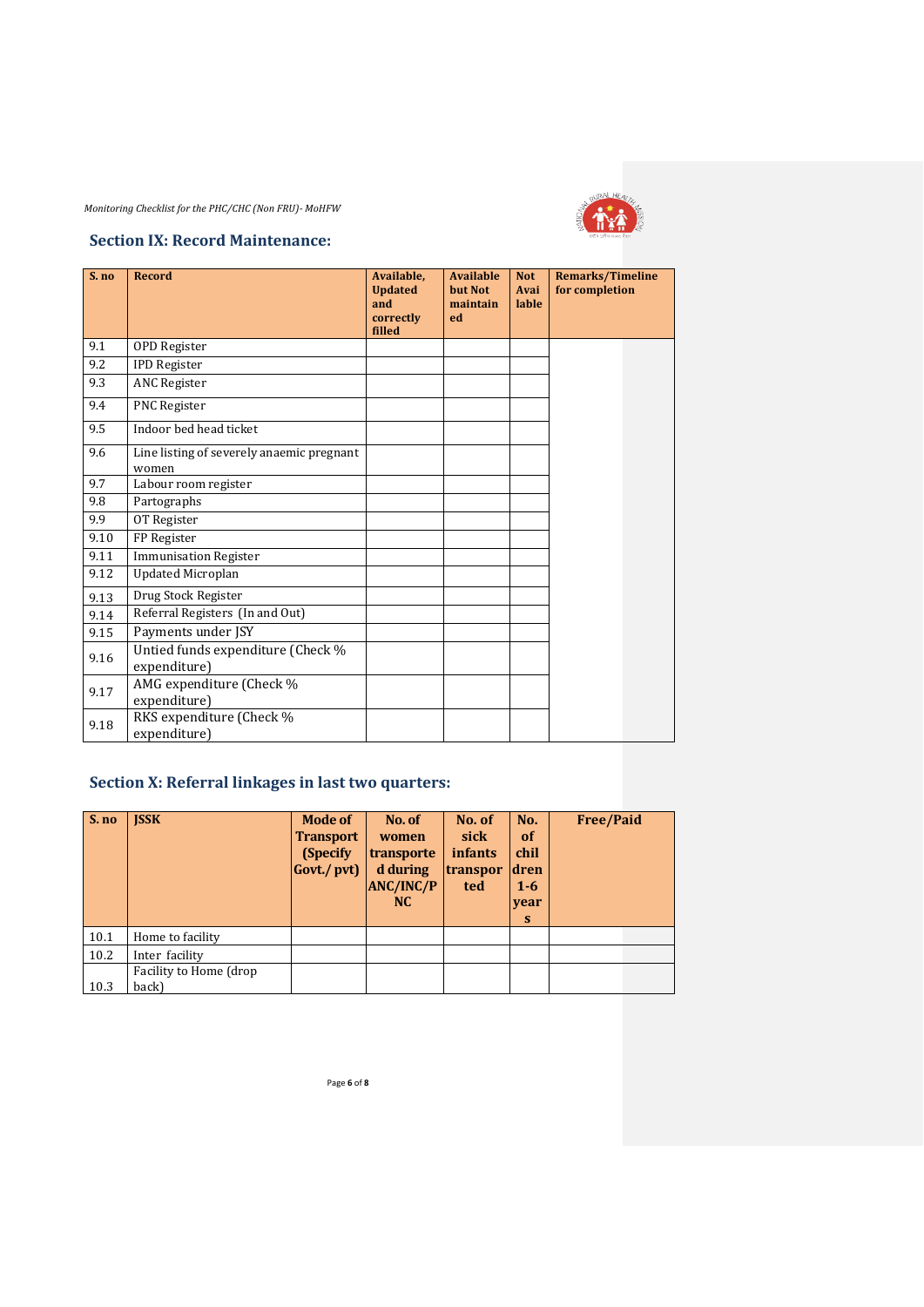## Section IX: Record Maintenance:

| S. no | Record | Available, Updated and correctly filled | Available but Not maintained | Not Available | Remarks/Timeline for completion |
|---|---|---|---|---|---|
| 9.1 | OPD Register | | | | |
| 9.2 | IPD Register | | | | |
| 9.3 | ANC Register | | | | |
| 9.4 | PNC Register | | | | |
| 9.5 | Indoor bed head ticket | | | | |
| 9.6 | Line listing of severely anaemic pregnant women | | | | |
| 9.7 | Labour room register | | | | |
| 9.8 | Partographs | | | | |
| 9.9 | OT Register | | | | |
| 9.10 | FP Register | | | | |
| 9.11 | Immunisation Register | | | | |
| 9.12 | Updated Microplan | | | | |
| 9.13 | Drug Stock Register | | | | |
| 9.14 | Referral Registers (In and Out) | | | | |
| 9.15 | Payments under JSY | | | | |
| 9.16 | Untied funds expenditure (Check % expenditure) | | | | |
| 9.17 | AMG expenditure (Check % expenditure) | | | | |
| 9.18 | RKS expenditure (Check % expenditure) | | | | |

## Section X: Referral linkages in last two quarters:

| S. no | JSSK | Mode of Transport (Specify Govt./ pvt) | No. of women transported during ANC/INC/PNC | No. of sick infants transported | No. of children 1-6 years | Free/Paid |
|---|---|---|---|---|---|---|
| 10.1 | Home to facility | | | | | |
| 10.2 | Inter facility | | | | | |
| 10.3 | Facility to Home (drop back) | | | | | |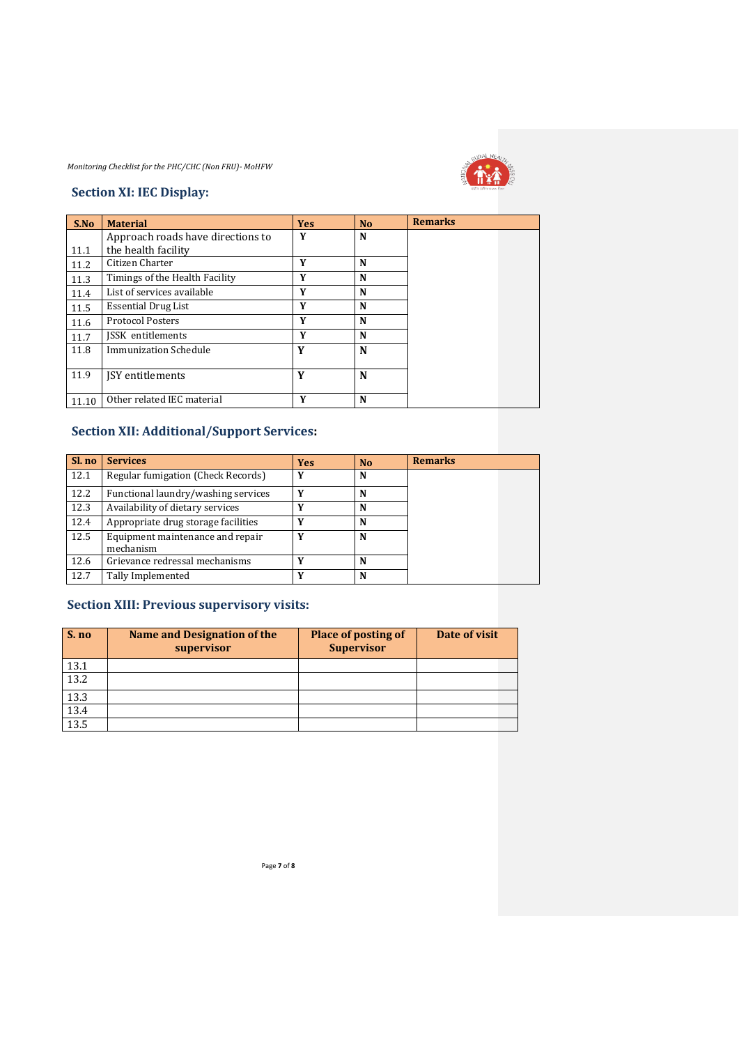## Section XI: IEC Display:

| S.No | Material | Yes | No | Remarks |
|---|---|---|---|---|
| 11.1 | Approach roads have directions to the health facility | Y | N | |
| 11.2 | Citizen Charter | Y | N | |
| 11.3 | Timings of the Health Facility | Y | N | |
| 11.4 | List of services available | Y | N | |
| 11.5 | Essential Drug List | Y | N | |
| 11.6 | Protocol Posters | Y | N | |
| 11.7 | JSSK entitlements | Y | N | |
| 11.8 | Immunization Schedule | Y | N | |
| 11.9 | JSY entitlements | Y | N | |
| 11.10 | Other related IEC material | Y | N | |

## Section XII: Additional/Support Services:

| Sl. no | Services | Yes | No | Remarks |
|---|---|---|---|---|
| 12.1 | Regular fumigation (Check Records) | Y | N | |
| 12.2 | Functional laundry/washing services | Y | N | |
| 12.3 | Availability of dietary services | Y | N | |
| 12.4 | Appropriate drug storage facilities | Y | N | |
| 12.5 | Equipment maintenance and repair mechanism | Y | N | |
| 12.6 | Grievance redressal mechanisms | Y | N | |
| 12.7 | Tally Implemented | Y | N | |

## Section XIII: Previous supervisory visits:

| S. no | Name and Designation of the supervisor | Place of posting of Supervisor | Date of visit |
|---|---|---|---|
| 13.1 | | | |
| 13.2 | | | |
| 13.3 | | | |
| 13.4 | | | |
| 13.5 | | | |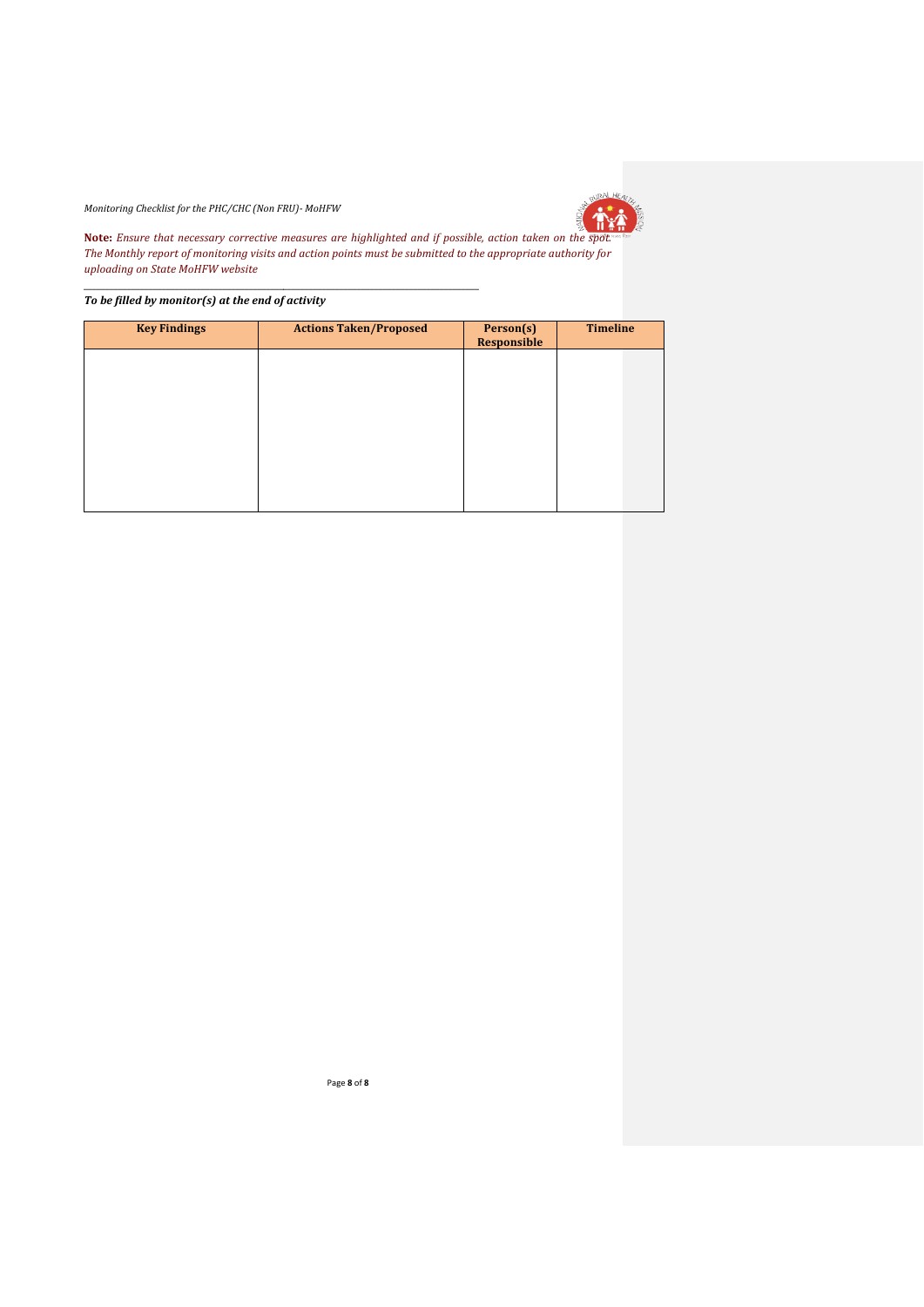**Note:** *Ensure that necessary corrective measures are highlighted and if possible, action taken on the spot. The Monthly report of monitoring visits and action points must be submitted to the appropriate authority for uploading on State MoHFW website*

***To be filled by monitor(s) at the end of activity***

| Key Findings | Actions Taken/Proposed | Person(s) Responsible | Timeline |
|---|---|---|---|
| | | | |